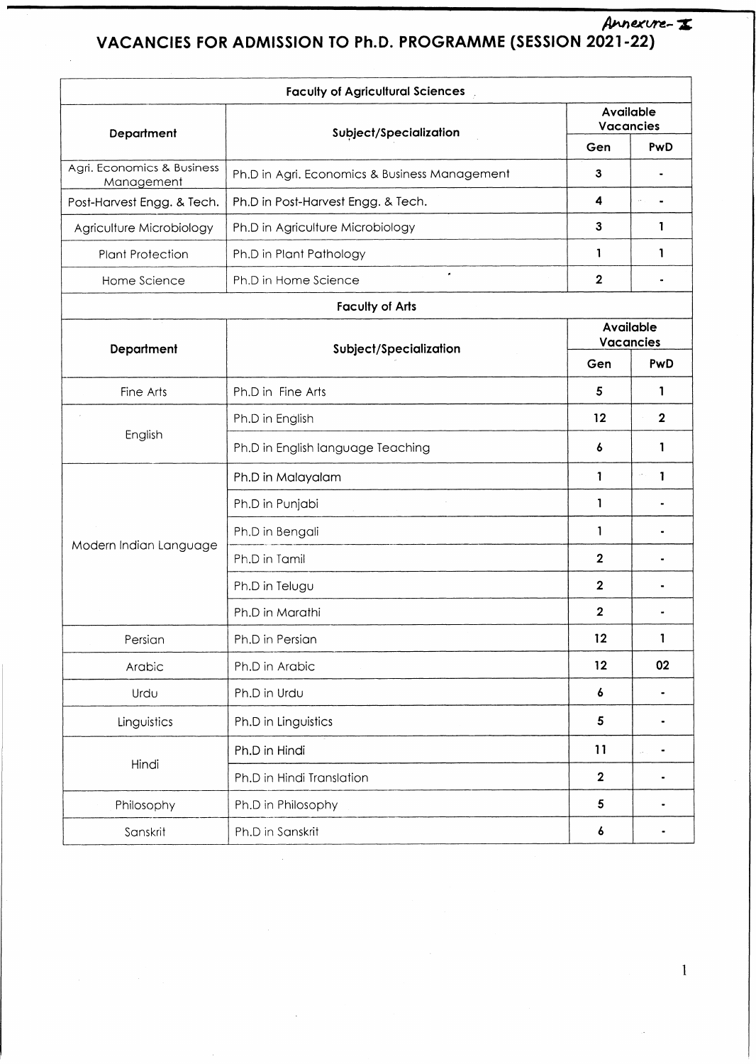Annexure- I

# VACANCIES FOR ADMISSION TO Ph.D. PROGRAMME (SESSION 2021-22)

**Faculty of Agricultural Sciences**

| Department | Subject/Specialization | Available Vacancies | |
|---|---|---|---|
| | | Gen | PwD |
| Agri. Economics & Business Management | Ph.D in Agri. Economics & Business Management | 3 | - |
| Post-Harvest Engg. & Tech. | Ph.D in Post-Harvest Engg. & Tech. | 4 | - |
| Agriculture Microbiology | Ph.D in Agriculture Microbiology | 3 | 1 |
| Plant Protection | Ph.D in Plant Pathology | 1 | 1 |
| Home Science | Ph.D in Home Science | 2 | - |

**Faculty of Arts**

| Department | Subject/Specialization | Available Vacancies | |
|---|---|---|---|
| | | Gen | PwD |
| Fine Arts | Ph.D in Fine Arts | 5 | 1 |
| English | Ph.D in English | 12 | 2 |
| | Ph.D in English language Teaching | 6 | 1 |
| Modern Indian Language | Ph.D in Malayalam | 1 | 1 |
| | Ph.D in Punjabi | 1 | - |
| | Ph.D in Bengali | 1 | - |
| | Ph.D in Tamil | 2 | - |
| | Ph.D in Telugu | 2 | - |
| | Ph.D in Marathi | 2 | - |
| Persian | Ph.D in Persian | 12 | 1 |
| Arabic | Ph.D in Arabic | 12 | 02 |
| Urdu | Ph.D in Urdu | 6 | - |
| Linguistics | Ph.D in Linguistics | 5 | - |
| Hindi | Ph.D in Hindi | 11 | - |
| | Ph.D in Hindi Translation | 2 | - |
| Philosophy | Ph.D in Philosophy | 5 | - |
| Sanskrit | Ph.D in Sanskrit | 6 | - |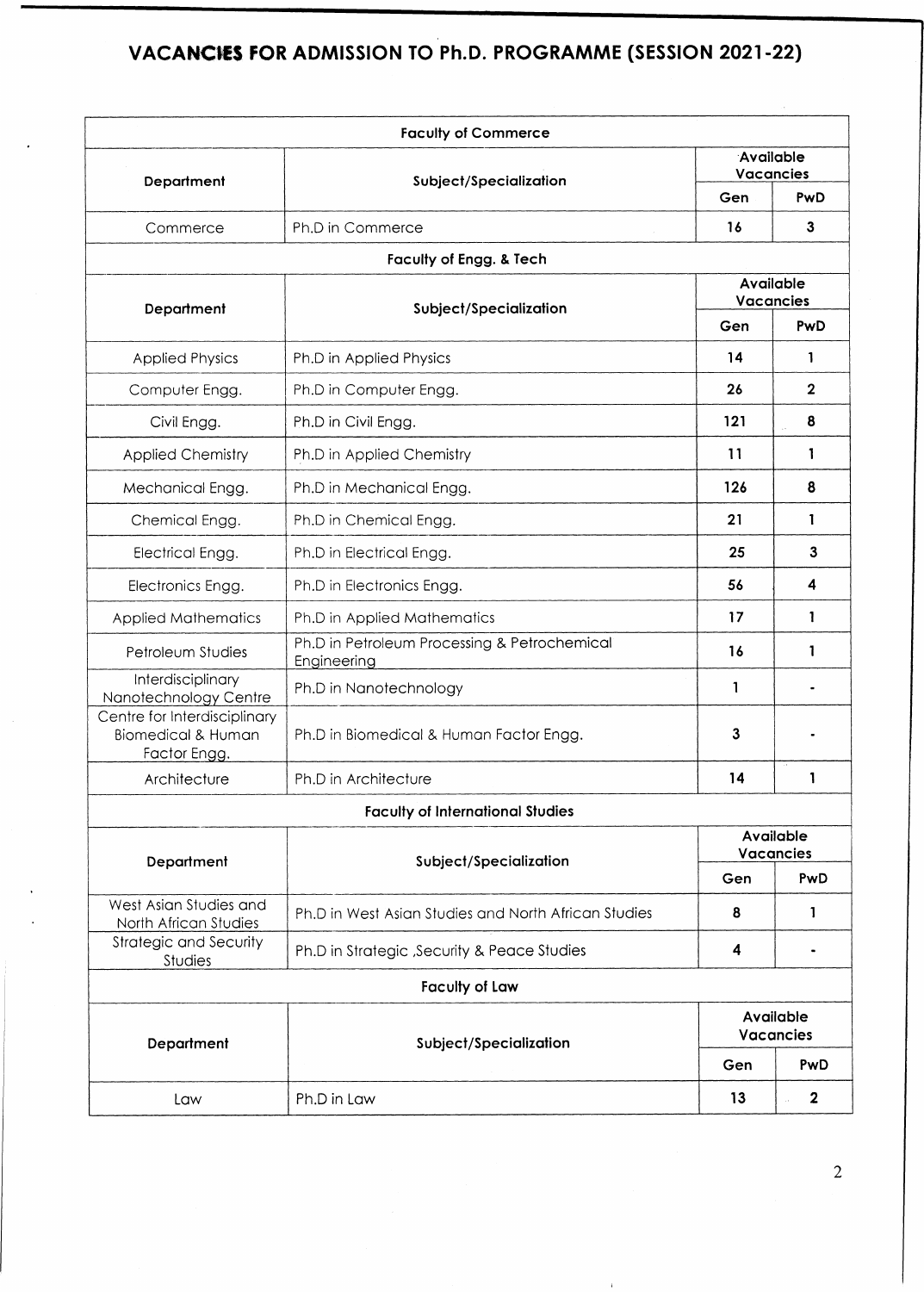# VACANCIES FOR ADMISSION TO Ph.D. PROGRAMME (SESSION 2021-22)

**Faculty of Commerce**

| Department | Subject/Specialization | Available Vacancies | |
|---|---|---|---|
| | | Gen | PwD |
| Commerce | Ph.D in Commerce | 16 | 3 |

**Faculty of Engg. & Tech**

| Department | Subject/Specialization | Available Vacancies | |
|---|---|---|---|
| | | Gen | PwD |
| Applied Physics | Ph.D in Applied Physics | 14 | 1 |
| Computer Engg. | Ph.D in Computer Engg. | 26 | 2 |
| Civil Engg. | Ph.D in Civil Engg. | 121 | 8 |
| Applied Chemistry | Ph.D in Applied Chemistry | 11 | 1 |
| Mechanical Engg. | Ph.D in Mechanical Engg. | 126 | 8 |
| Chemical Engg. | Ph.D in Chemical Engg. | 21 | 1 |
| Electrical Engg. | Ph.D in Electrical Engg. | 25 | 3 |
| Electronics Engg. | Ph.D in Electronics Engg. | 56 | 4 |
| Applied Mathematics | Ph.D in Applied Mathematics | 17 | 1 |
| Petroleum Studies | Ph.D in Petroleum Processing & Petrochemical Engineering | 16 | 1 |
| Interdisciplinary Nanotechnology Centre | Ph.D in Nanotechnology | 1 | - |
| Centre for Interdisciplinary Biomedical & Human Factor Engg. | Ph.D in Biomedical & Human Factor Engg. | 3 | - |
| Architecture | Ph.D in Architecture | 14 | 1 |

**Faculty of International Studies**

| Department | Subject/Specialization | Available Vacancies | |
|---|---|---|---|
| | | Gen | PwD |
| West Asian Studies and North African Studies | Ph.D in West Asian Studies and North African Studies | 8 | 1 |
| Strategic and Security Studies | Ph.D in Strategic ,Security & Peace Studies | 4 | - |

**Faculty of Law**

| Department | Subject/Specialization | Available Vacancies | |
|---|---|---|---|
| | | Gen | PwD |
| Law | Ph.D in Law | 13 | 2 |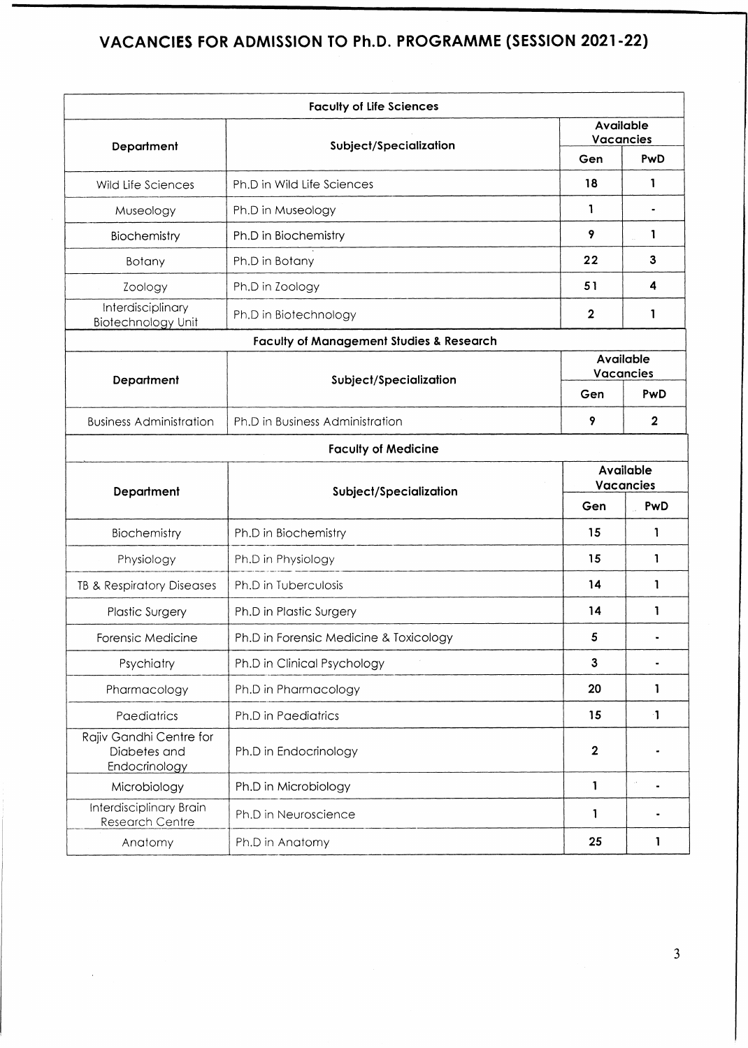# VACANCIES FOR ADMISSION TO Ph.D. PROGRAMME (SESSION 2021-22)

**Faculty of Life Sciences**

| Department | Subject/Specialization | Available Vacancies | |
|---|---|---|---|
| | | Gen | PwD |
| Wild Life Sciences | Ph.D in Wild Life Sciences | 18 | 1 |
| Museology | Ph.D in Museology | 1 | - |
| Biochemistry | Ph.D in Biochemistry | 9 | 1 |
| Botany | Ph.D in Botany | 22 | 3 |
| Zoology | Ph.D in Zoology | 51 | 4 |
| Interdisciplinary Biotechnology Unit | Ph.D in Biotechnology | 2 | 1 |

**Faculty of Management Studies & Research**

| Department | Subject/Specialization | Available Vacancies | |
|---|---|---|---|
| | | Gen | PwD |
| Business Administration | Ph.D in Business Administration | 9 | 2 |

**Faculty of Medicine**

| Department | Subject/Specialization | Available Vacancies | |
|---|---|---|---|
| | | Gen | PwD |
| Biochemistry | Ph.D in Biochemistry | 15 | 1 |
| Physiology | Ph.D in Physiology | 15 | 1 |
| TB & Respiratory Diseases | Ph.D in Tuberculosis | 14 | 1 |
| Plastic Surgery | Ph.D in Plastic Surgery | 14 | 1 |
| Forensic Medicine | Ph.D in Forensic Medicine & Toxicology | 5 | - |
| Psychiatry | Ph.D in Clinical Psychology | 3 | - |
| Pharmacology | Ph.D in Pharmacology | 20 | 1 |
| Paediatrics | Ph.D in Paediatrics | 15 | 1 |
| Rajiv Gandhi Centre for Diabetes and Endocrinology | Ph.D in Endocrinology | 2 | - |
| Microbiology | Ph.D in Microbiology | 1 | - |
| Interdisciplinary Brain Research Centre | Ph.D in Neuroscience | 1 | - |
| Anatomy | Ph.D in Anatomy | 25 | 1 |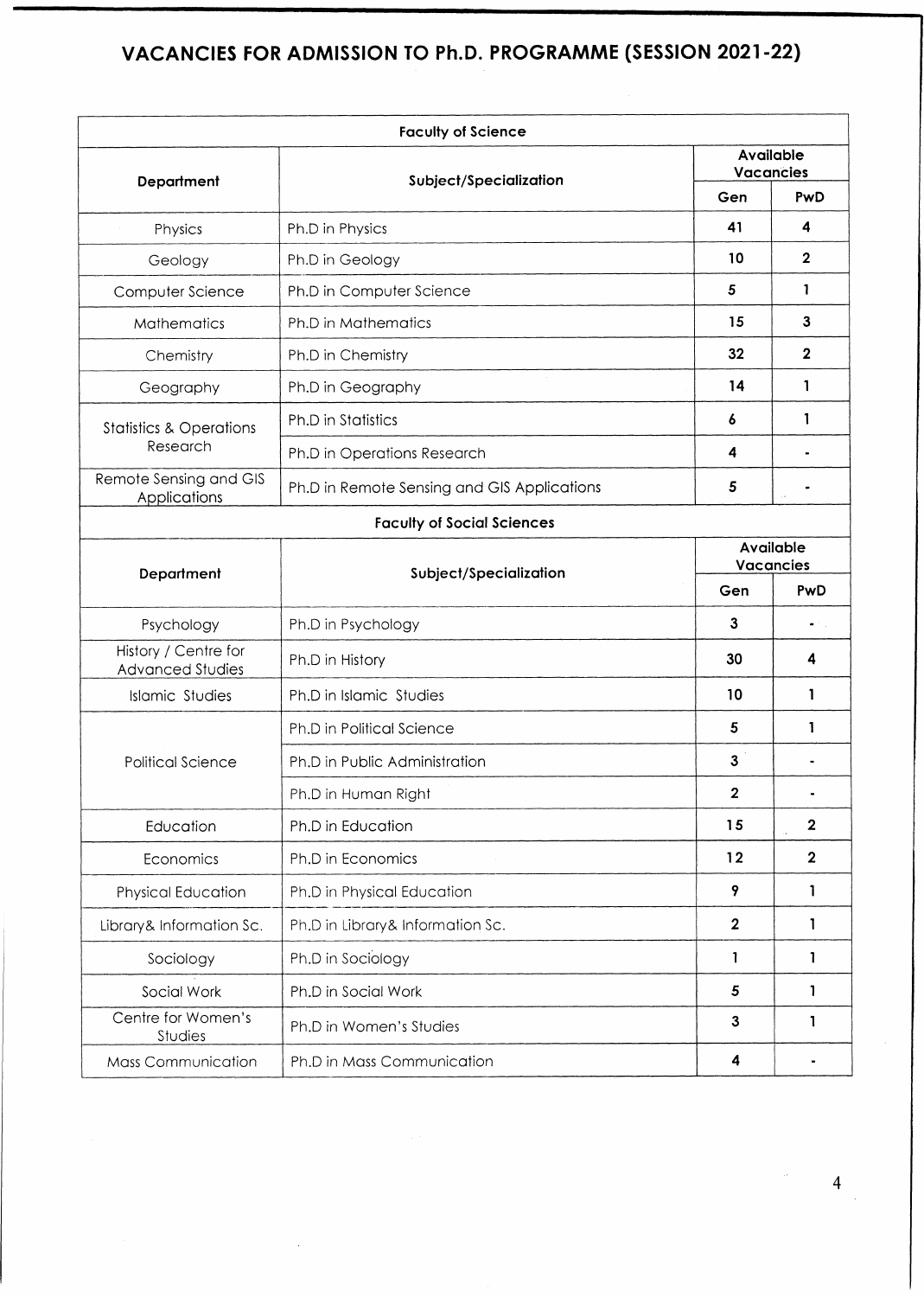# VACANCIES FOR ADMISSION TO Ph.D. PROGRAMME (SESSION 2021-22)

| Faculty of Science | | | |
|---|---|---|---|
| **Department** | **Subject/Specialization** | **Available Vacancies** | |
| | | **Gen** | **PwD** |
| Physics | Ph.D in Physics | 41 | 4 |
| Geology | Ph.D in Geology | 10 | 2 |
| Computer Science | Ph.D in Computer Science | 5 | 1 |
| Mathematics | Ph.D in Mathematics | 15 | 3 |
| Chemistry | Ph.D in Chemistry | 32 | 2 |
| Geography | Ph.D in Geography | 14 | 1 |
| Statistics & Operations Research | Ph.D in Statistics | 6 | 1 |
| | Ph.D in Operations Research | 4 | - |
| Remote Sensing and GIS Applications | Ph.D in Remote Sensing and GIS Applications | 5 | - |

| Faculty of Social Sciences | | | |
|---|---|---|---|
| **Department** | **Subject/Specialization** | **Available Vacancies** | |
| | | **Gen** | **PwD** |
| Psychology | Ph.D in Psychology | 3 | - |
| History / Centre for Advanced Studies | Ph.D in History | 30 | 4 |
| Islamic Studies | Ph.D in Islamic Studies | 10 | 1 |
| Political Science | Ph.D in Political Science | 5 | 1 |
| | Ph.D in Public Administration | 3 | - |
| | Ph.D in Human Right | 2 | - |
| Education | Ph.D in Education | 15 | 2 |
| Economics | Ph.D in Economics | 12 | 2 |
| Physical Education | Ph.D in Physical Education | 9 | 1 |
| Library& Information Sc. | Ph.D in Library& Information Sc. | 2 | 1 |
| Sociology | Ph.D in Sociology | 1 | 1 |
| Social Work | Ph.D in Social Work | 5 | 1 |
| Centre for Women's Studies | Ph.D in Women's Studies | 3 | 1 |
| Mass Communication | Ph.D in Mass Communication | 4 | - |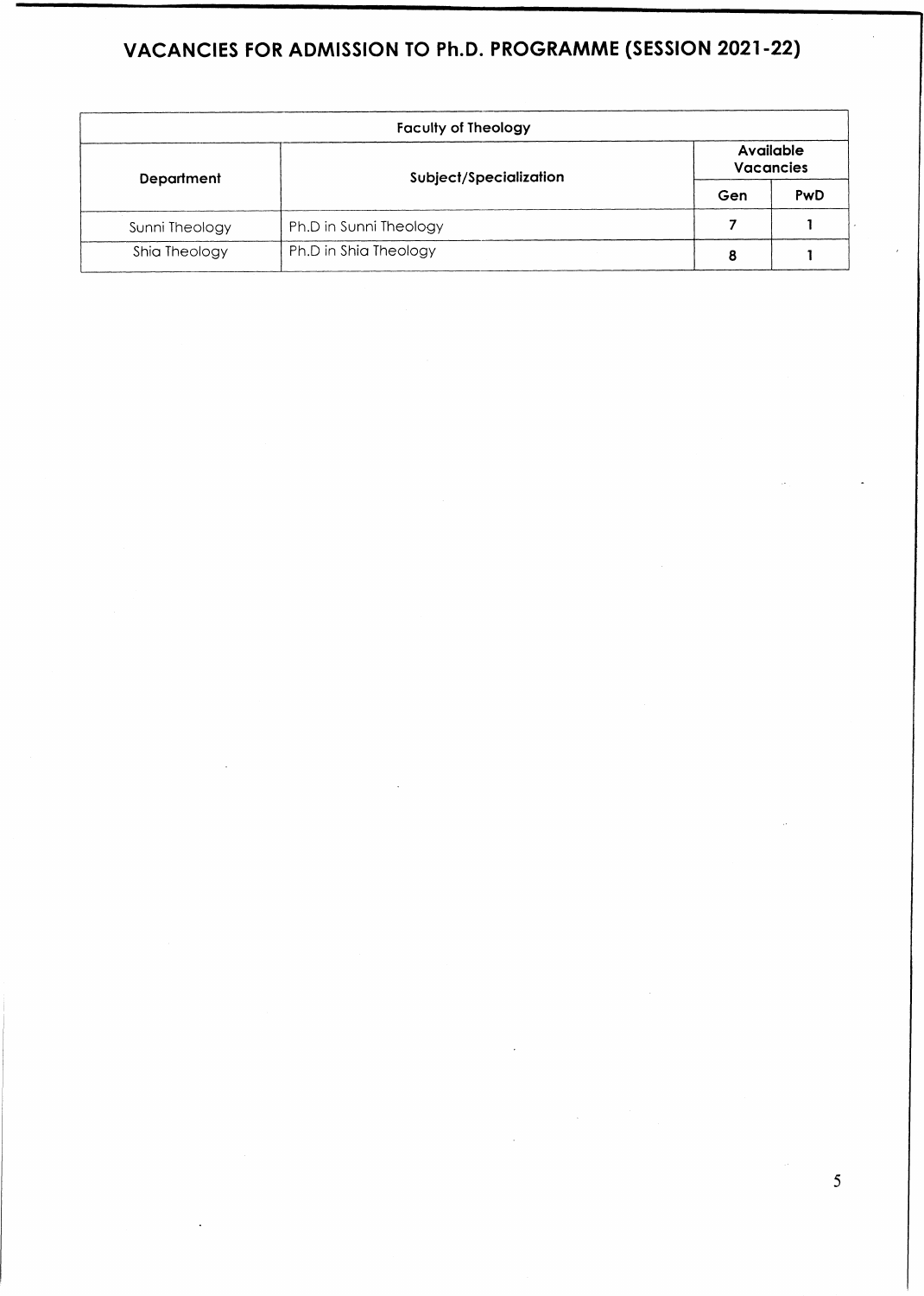# VACANCIES FOR ADMISSION TO Ph.D. PROGRAMME (SESSION 2021-22)

| Faculty of Theology | | | |
|---|---|---|---|
| Department | Subject/Specialization | Available Vacancies | |
| | | Gen | PwD |
| Sunni Theology | Ph.D in Sunni Theology | 7 | 1 |
| Shia Theology | Ph.D in Shia Theology | 8 | 1 |